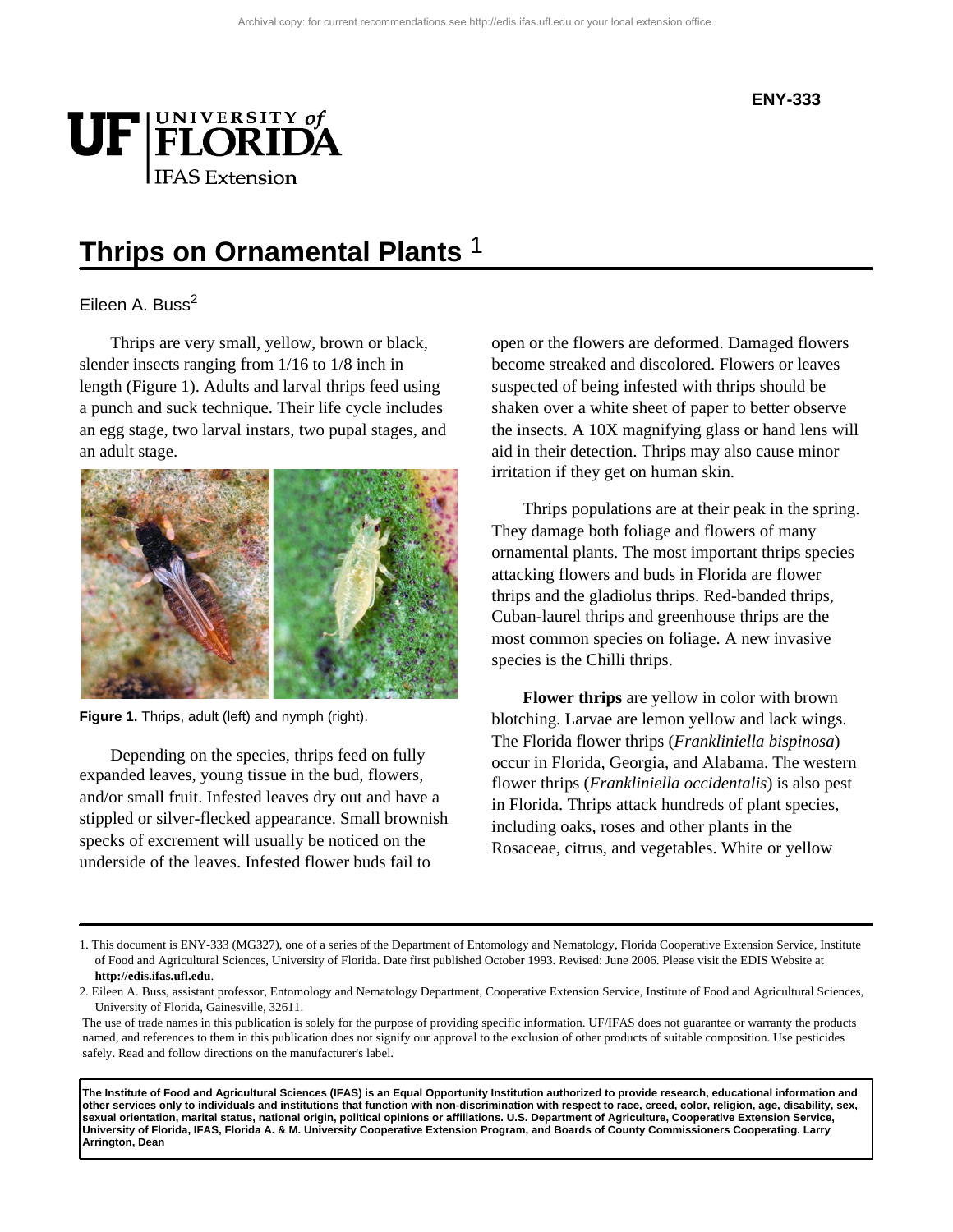ENY-333

# Thrips on Ornamental Plants [1]

Eileen A. Buss[2]

Thrips are very small, yellow, brown or black, slender insects ranging from 1/16 to 1/8 inch in length (Figure 1). Adults and larval thrips feed using a punch and suck technique. Their life cycle includes an egg stage, two larval instars, two pupal stages, and an adult stage.

**Figure 1.** Thrips, adult (left) and nymph (right).

Depending on the species, thrips feed on fully expanded leaves, young tissue in the bud, flowers, and/or small fruit. Infested leaves dry out and have a stippled or silver-flecked appearance. Small brownish specks of excrement will usually be noticed on the underside of the leaves. Infested flower buds fail to open or the flowers are deformed. Damaged flowers become streaked and discolored. Flowers or leaves suspected of being infested with thrips should be shaken over a white sheet of paper to better observe the insects. A 10X magnifying glass or hand lens will aid in their detection. Thrips may also cause minor irritation if they get on human skin.

Thrips populations are at their peak in the spring. They damage both foliage and flowers of many ornamental plants. The most important thrips species attacking flowers and buds in Florida are flower thrips and the gladiolus thrips. Red-banded thrips, Cuban-laurel thrips and greenhouse thrips are the most common species on foliage. A new invasive species is the Chilli thrips.

**Flower thrips** are yellow in color with brown blotching. Larvae are lemon yellow and lack wings. The Florida flower thrips (*Frankliniella bispinosa*) occur in Florida, Georgia, and Alabama. The western flower thrips (*Frankliniella occidentalis*) is also pest in Florida. Thrips attack hundreds of plant species, including oaks, roses and other plants in the Rosaceae, citrus, and vegetables. White or yellow

---

1. This document is ENY-333 (MG327), one of a series of the Department of Entomology and Nematology, Florida Cooperative Extension Service, Institute of Food and Agricultural Sciences, University of Florida. Date first published October 1993. Revised: June 2006. Please visit the EDIS Website at **http://edis.ifas.ufl.edu**.
2. Eileen A. Buss, assistant professor, Entomology and Nematology Department, Cooperative Extension Service, Institute of Food and Agricultural Sciences, University of Florida, Gainesville, 32611.

The use of trade names in this publication is solely for the purpose of providing specific information. UF/IFAS does not guarantee or warranty the products named, and references to them in this publication does not signify our approval to the exclusion of other products of suitable composition. Use pesticides safely. Read and follow directions on the manufacturer's label.

**The Institute of Food and Agricultural Sciences (IFAS) is an Equal Opportunity Institution authorized to provide research, educational information and other services only to individuals and institutions that function with non-discrimination with respect to race, creed, color, religion, age, disability, sex, sexual orientation, marital status, national origin, political opinions or affiliations. U.S. Department of Agriculture, Cooperative Extension Service, University of Florida, IFAS, Florida A. & M. University Cooperative Extension Program, and Boards of County Commissioners Cooperating. Larry Arrington, Dean**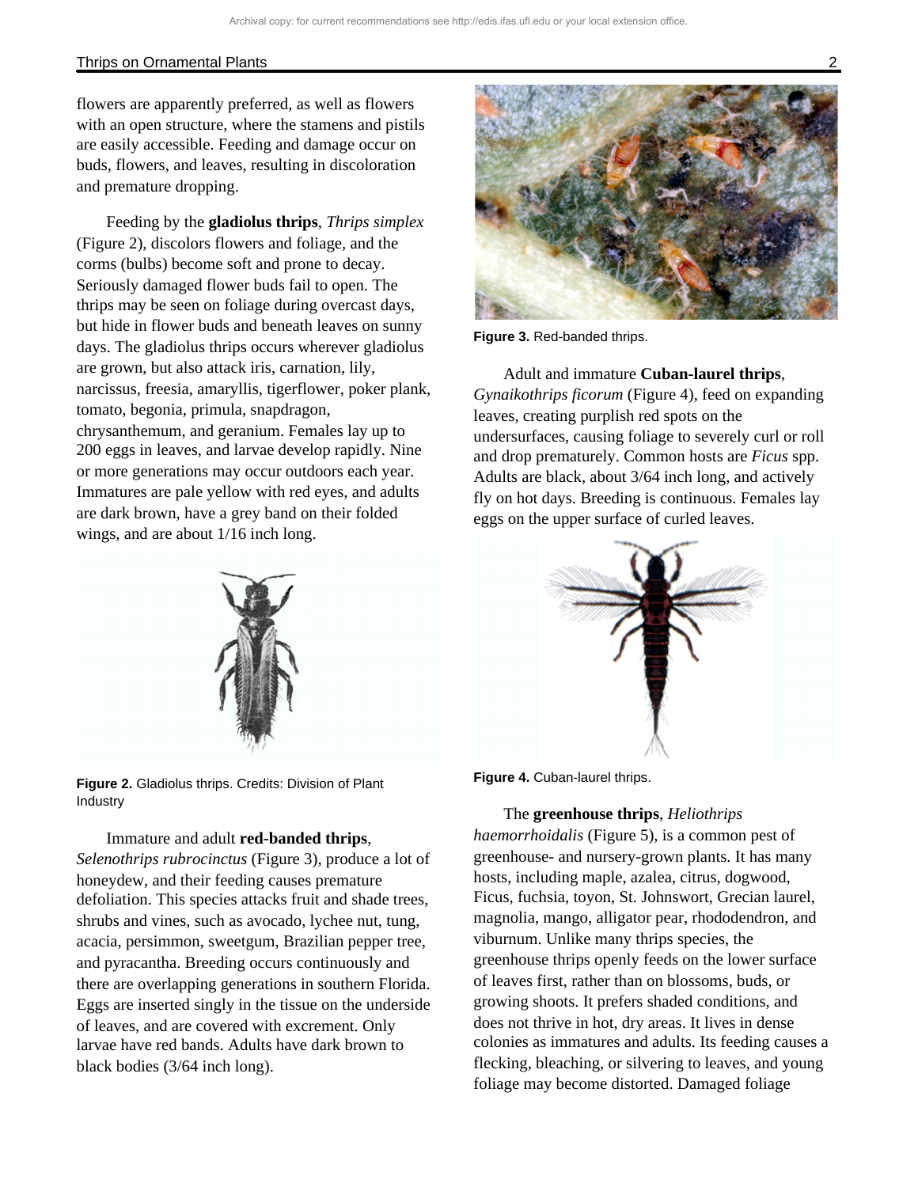flowers are apparently preferred, as well as flowers with an open structure, where the stamens and pistils are easily accessible. Feeding and damage occur on buds, flowers, and leaves, resulting in discoloration and premature dropping.

Feeding by the **gladiolus thrips**, *Thrips simplex* (Figure 2), discolors flowers and foliage, and the corms (bulbs) become soft and prone to decay. Seriously damaged flower buds fail to open. The thrips may be seen on foliage during overcast days, but hide in flower buds and beneath leaves on sunny days. The gladiolus thrips occurs wherever gladiolus are grown, but also attack iris, carnation, lily, narcissus, freesia, amaryllis, tigerflower, poker plank, tomato, begonia, primula, snapdragon, chrysanthemum, and geranium. Females lay up to 200 eggs in leaves, and larvae develop rapidly. Nine or more generations may occur outdoors each year. Immatures are pale yellow with red eyes, and adults are dark brown, have a grey band on their folded wings, and are about 1/16 inch long.

**Figure 2.** Gladiolus thrips. Credits: Division of Plant Industry

Immature and adult **red-banded thrips**, *Selenothrips rubrocinctus* (Figure 3), produce a lot of honeydew, and their feeding causes premature defoliation. This species attacks fruit and shade trees, shrubs and vines, such as avocado, lychee nut, tung, acacia, persimmon, sweetgum, Brazilian pepper tree, and pyracantha. Breeding occurs continuously and there are overlapping generations in southern Florida. Eggs are inserted singly in the tissue on the underside of leaves, and are covered with excrement. Only larvae have red bands. Adults have dark brown to black bodies (3/64 inch long).

**Figure 3.** Red-banded thrips.

Adult and immature **Cuban-laurel thrips**, *Gynaikothrips ficorum* (Figure 4), feed on expanding leaves, creating purplish red spots on the undersurfaces, causing foliage to severely curl or roll and drop prematurely. Common hosts are *Ficus* spp. Adults are black, about 3/64 inch long, and actively fly on hot days. Breeding is continuous. Females lay eggs on the upper surface of curled leaves.

**Figure 4.** Cuban-laurel thrips.

The **greenhouse thrips**, *Heliothrips haemorrhoidalis* (Figure 5), is a common pest of greenhouse- and nursery-grown plants. It has many hosts, including maple, azalea, citrus, dogwood, Ficus, fuchsia, toyon, St. Johnswort, Grecian laurel, magnolia, mango, alligator pear, rhododendron, and viburnum. Unlike many thrips species, the greenhouse thrips openly feeds on the lower surface of leaves first, rather than on blossoms, buds, or growing shoots. It prefers shaded conditions, and does not thrive in hot, dry areas. It lives in dense colonies as immatures and adults. Its feeding causes a flecking, bleaching, or silvering to leaves, and young foliage may become distorted. Damaged foliage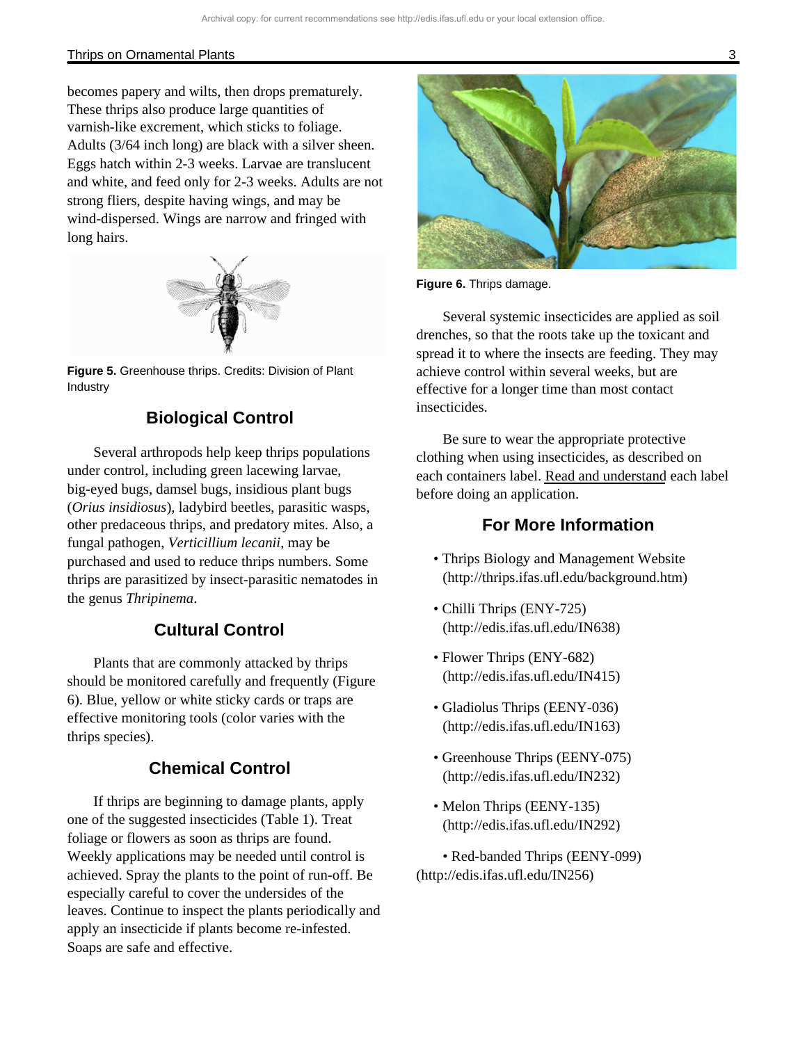becomes papery and wilts, then drops prematurely. These thrips also produce large quantities of varnish-like excrement, which sticks to foliage. Adults (3/64 inch long) are black with a silver sheen. Eggs hatch within 2-3 weeks. Larvae are translucent and white, and feed only for 2-3 weeks. Adults are not strong fliers, despite having wings, and may be wind-dispersed. Wings are narrow and fringed with long hairs.

**Figure 5.** Greenhouse thrips. Credits: Division of Plant Industry

## Biological Control

Several arthropods help keep thrips populations under control, including green lacewing larvae, big-eyed bugs, damsel bugs, insidious plant bugs (*Orius insidiosus*), ladybird beetles, parasitic wasps, other predaceous thrips, and predatory mites. Also, a fungal pathogen, *Verticillium lecanii*, may be purchased and used to reduce thrips numbers. Some thrips are parasitized by insect-parasitic nematodes in the genus *Thripinema*.

## Cultural Control

Plants that are commonly attacked by thrips should be monitored carefully and frequently (Figure 6). Blue, yellow or white sticky cards or traps are effective monitoring tools (color varies with the thrips species).

## Chemical Control

If thrips are beginning to damage plants, apply one of the suggested insecticides (Table 1). Treat foliage or flowers as soon as thrips are found. Weekly applications may be needed until control is achieved. Spray the plants to the point of run-off. Be especially careful to cover the undersides of the leaves. Continue to inspect the plants periodically and apply an insecticide if plants become re-infested. Soaps are safe and effective.

**Figure 6.** Thrips damage.

Several systemic insecticides are applied as soil drenches, so that the roots take up the toxicant and spread it to where the insects are feeding. They may achieve control within several weeks, but are effective for a longer time than most contact insecticides.

Be sure to wear the appropriate protective clothing when using insecticides, as described on each containers label. Read and understand each label before doing an application.

## For More Information

- Thrips Biology and Management Website (http://thrips.ifas.ufl.edu/background.htm)
- Chilli Thrips (ENY-725) (http://edis.ifas.ufl.edu/IN638)
- Flower Thrips (ENY-682) (http://edis.ifas.ufl.edu/IN415)
- Gladiolus Thrips (EENY-036) (http://edis.ifas.ufl.edu/IN163)
- Greenhouse Thrips (EENY-075) (http://edis.ifas.ufl.edu/IN232)
- Melon Thrips (EENY-135) (http://edis.ifas.ufl.edu/IN292)
- Red-banded Thrips (EENY-099) (http://edis.ifas.ufl.edu/IN256)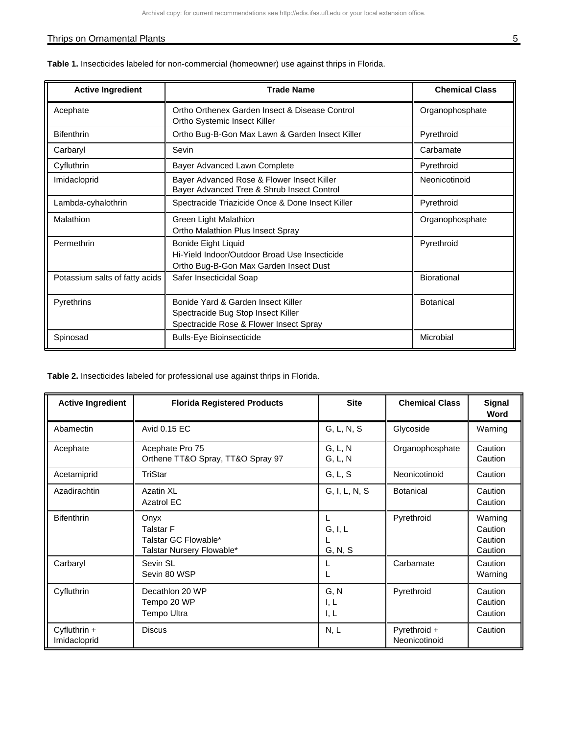**Table 1.** Insecticides labeled for non-commercial (homeowner) use against thrips in Florida.

| Active Ingredient | Trade Name | Chemical Class |
|---|---|---|
| Acephate | Ortho Orthenex Garden Insect & Disease Control<br>Ortho Systemic Insect Killer | Organophosphate |
| Bifenthrin | Ortho Bug-B-Gon Max Lawn & Garden Insect Killer | Pyrethroid |
| Carbaryl | Sevin | Carbamate |
| Cyfluthrin | Bayer Advanced Lawn Complete | Pyrethroid |
| Imidacloprid | Bayer Advanced Rose & Flower Insect Killer<br>Bayer Advanced Tree & Shrub Insect Control | Neonicotinoid |
| Lambda-cyhalothrin | Spectracide Triazicide Once & Done Insect Killer | Pyrethroid |
| Malathion | Green Light Malathion<br>Ortho Malathion Plus Insect Spray | Organophosphate |
| Permethrin | Bonide Eight Liquid<br>Hi-Yield Indoor/Outdoor Broad Use Insecticide<br>Ortho Bug-B-Gon Max Garden Insect Dust | Pyrethroid |
| Potassium salts of fatty acids | Safer Insecticidal Soap | Biorational |
| Pyrethrins | Bonide Yard & Garden Insect Killer<br>Spectracide Bug Stop Insect Killer<br>Spectracide Rose & Flower Insect Spray | Botanical |
| Spinosad | Bulls-Eye Bioinsecticide | Microbial |

**Table 2.** Insecticides labeled for professional use against thrips in Florida.

| Active Ingredient | Florida Registered Products | Site | Chemical Class | Signal Word |
|---|---|---|---|---|
| Abamectin | Avid 0.15 EC | G, L, N, S | Glycoside | Warning |
| Acephate | Acephate Pro 75<br>Orthene TT&O Spray, TT&O Spray 97 | G, L, N<br>G, L, N | Organophosphate | Caution<br>Caution |
| Acetamiprid | TriStar | G, L, S | Neonicotinoid | Caution |
| Azadirachtin | Azatin XL<br>Azatrol EC | G, I, L, N, S | Botanical | Caution<br>Caution |
| Bifenthrin | Onyx<br>Talstar F<br>Talstar GC Flowable*<br>Talstar Nursery Flowable* | L<br>G, I, L<br>L<br>G, N, S | Pyrethroid | Warning<br>Caution<br>Caution<br>Caution |
| Carbaryl | Sevin SL<br>Sevin 80 WSP | L<br>L | Carbamate | Caution<br>Warning |
| Cyfluthrin | Decathlon 20 WP<br>Tempo 20 WP<br>Tempo Ultra | G, N<br>I, L<br>I, L | Pyrethroid | Caution<br>Caution<br>Caution |
| Cyfluthrin + Imidacloprid | Discus | N, L | Pyrethroid + Neonicotinoid | Caution |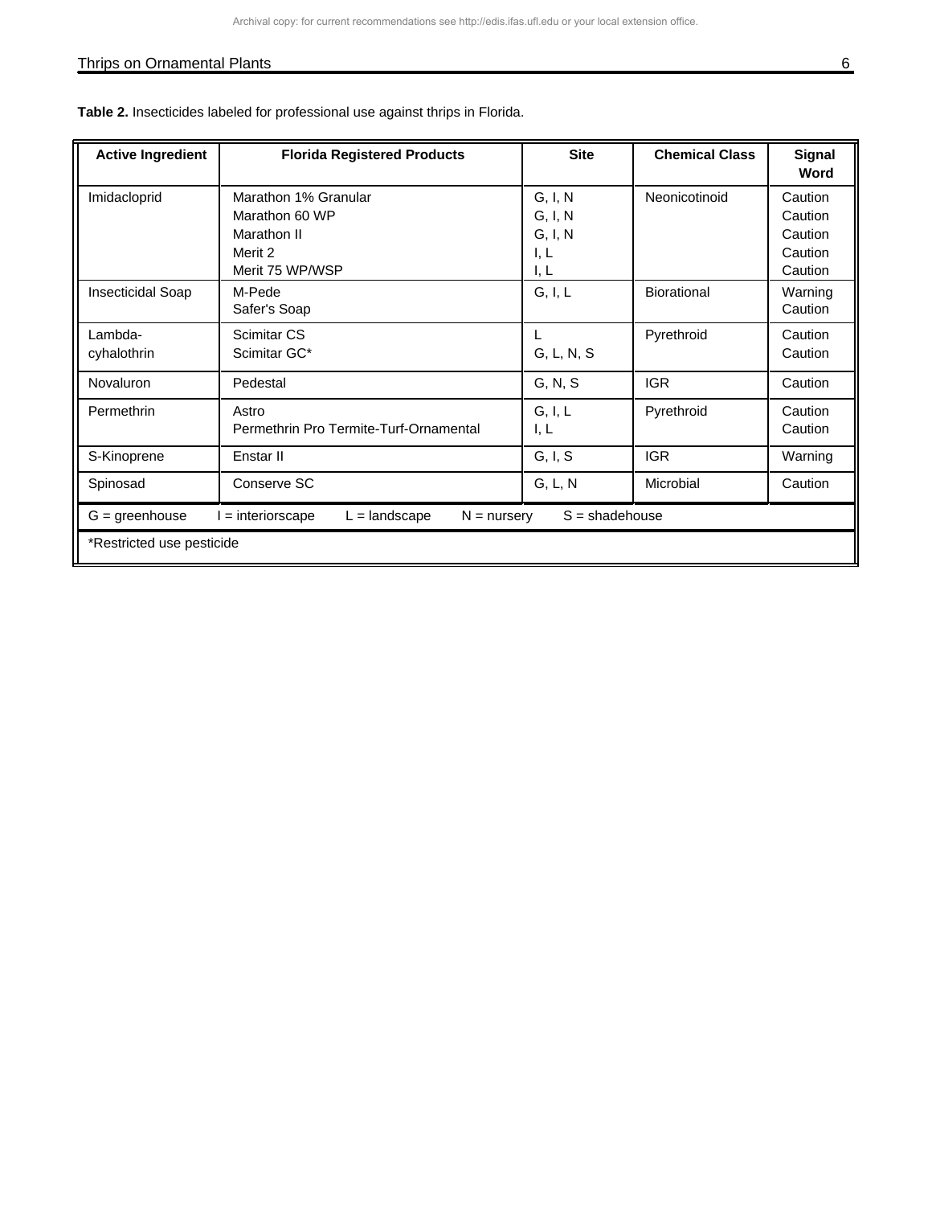**Table 2.** Insecticides labeled for professional use against thrips in Florida.

| Active Ingredient | Florida Registered Products | Site | Chemical Class | Signal Word |
|---|---|---|---|---|
| Imidacloprid | Marathon 1% Granular<br>Marathon 60 WP<br>Marathon II<br>Merit 2<br>Merit 75 WP/WSP | G, I, N<br>G, I, N<br>G, I, N<br>I, L<br>I, L | Neonicotinoid | Caution<br>Caution<br>Caution<br>Caution<br>Caution |
| Insecticidal Soap | M-Pede<br>Safer's Soap | G, I, L | Biorational | Warning<br>Caution |
| Lambda-cyhalothrin | Scimitar CS<br>Scimitar GC* | L<br>G, L, N, S | Pyrethroid | Caution<br>Caution |
| Novaluron | Pedestal | G, N, S | IGR | Caution |
| Permethrin | Astro<br>Permethrin Pro Termite-Turf-Ornamental | G, I, L<br>I, L | Pyrethroid | Caution<br>Caution |
| S-Kinoprene | Enstar II | G, I, S | IGR | Warning |
| Spinosad | Conserve SC | G, L, N | Microbial | Caution |

G = greenhouse  I = interiorscape  L = landscape  N = nursery  S = shadehouse

*Restricted use pesticide